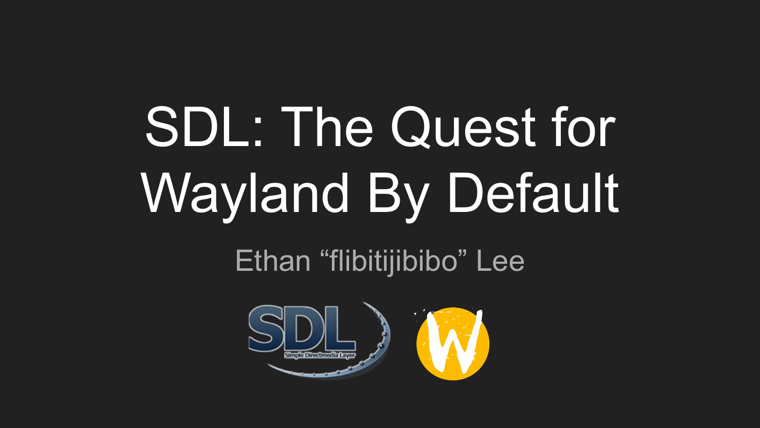# SDL: The Quest for Wayland By Default

Ethan “flibitijibibo” Lee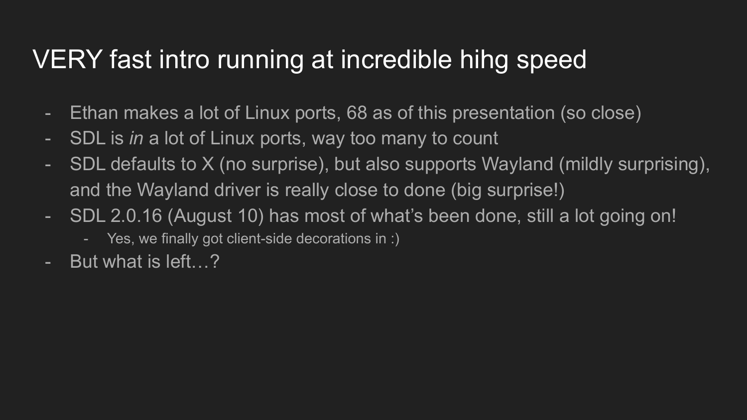# VERY fast intro running at incredible hihg speed

- Ethan makes a lot of Linux ports, 68 as of this presentation (so close)
- SDL is *in* a lot of Linux ports, way too many to count
- SDL defaults to X (no surprise), but also supports Wayland (mildly surprising), and the Wayland driver is really close to done (big surprise!)
- SDL 2.0.16 (August 10) has most of what's been done, still a lot going on!
  - Yes, we finally got client-side decorations in :)
- But what is left…?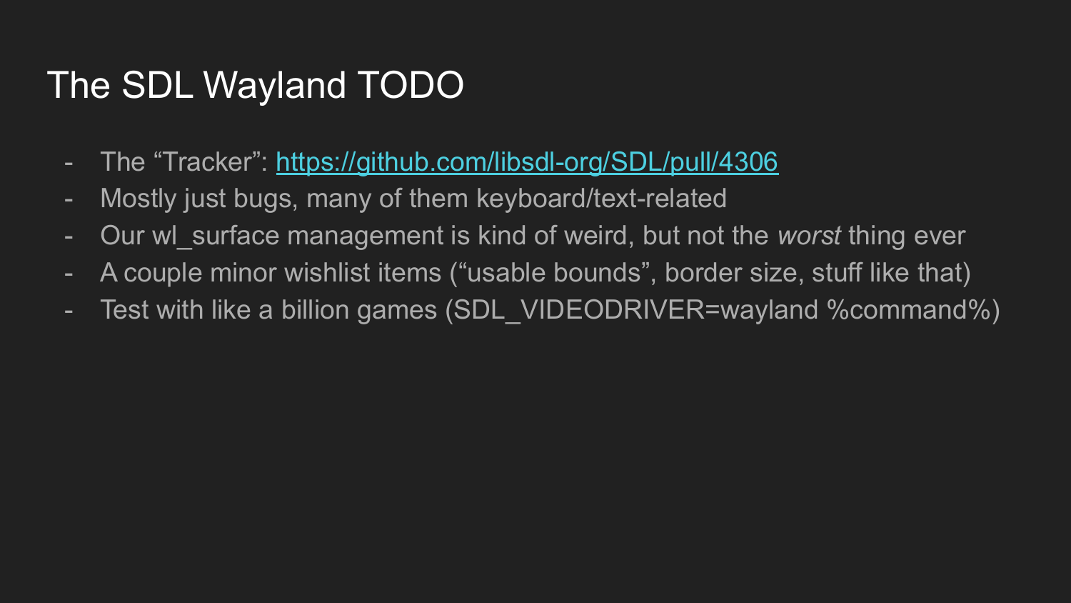# The SDL Wayland TODO

- The “Tracker”: [https://github.com/libsdl-org/SDL/pull/4306](https://github.com/libsdl-org/SDL/pull/4306)
- Mostly just bugs, many of them keyboard/text-related
- Our wl_surface management is kind of weird, but not the *worst* thing ever
- A couple minor wishlist items (“usable bounds”, border size, stuff like that)
- Test with like a billion games (SDL_VIDEODRIVER=wayland %command%)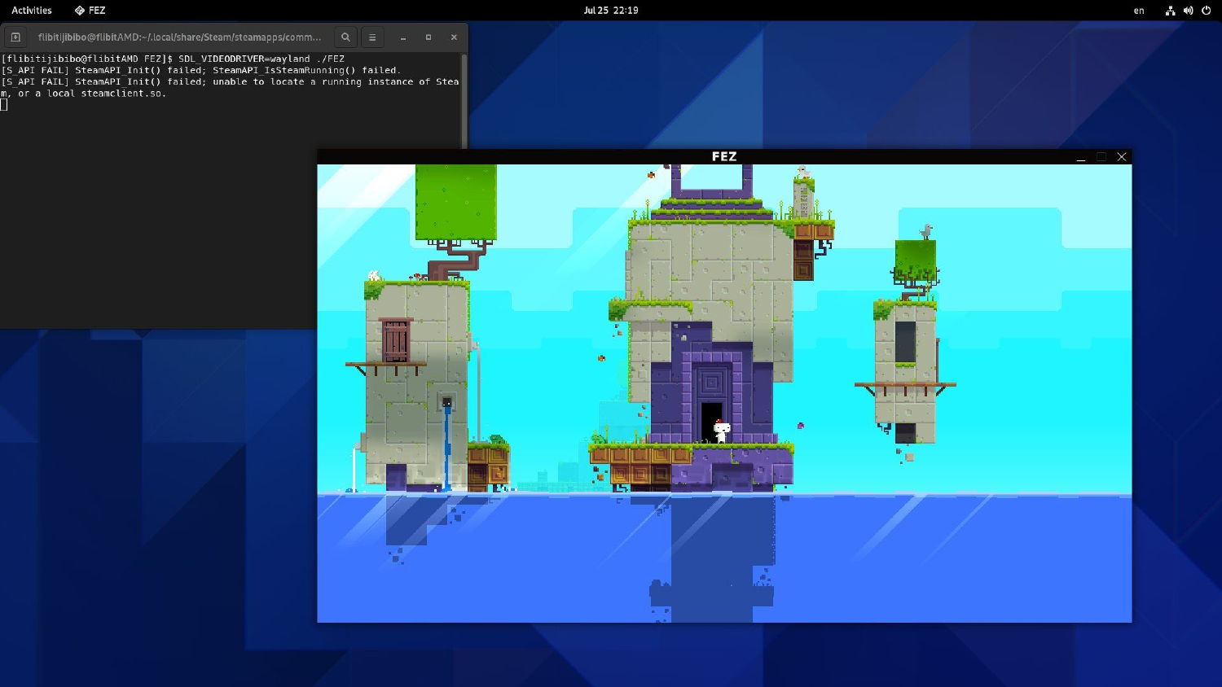Activities FEZ Jul 25 22:19 en

flibitijibibo@flibitAMD:~/.local/share/Steam/steamapps/comm...

```
[flibitijibibo@flibitAMD FEZ]$ SDL_VIDEODRIVER=wayland ./FEZ
[S_API FAIL] SteamAPI_Init() failed; SteamAPI_IsSteamRunning() failed.
[S_API FAIL] SteamAPI_Init() failed; unable to locate a running instance of Steam, or a local steamclient.so.
```

FEZ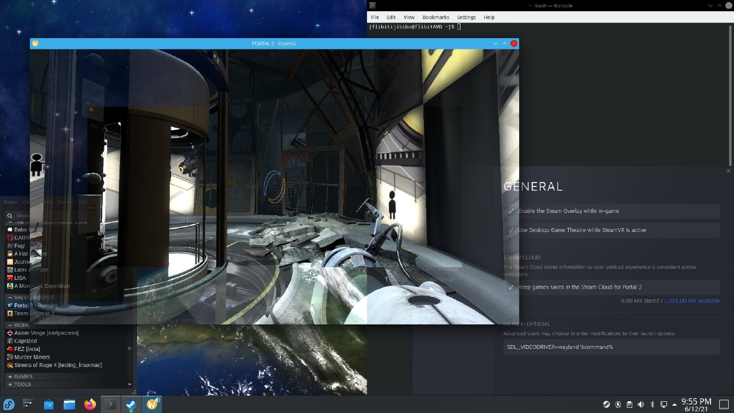PORTAL 2 - OpenGL

~ : bash — Konsole

File Edit View Bookmarks Settings Help

```
[flibitijibibo@flibitAMD ~]$
```

Steam View Friends Games Help

- THE ... SEDATIVOUS CLUB
- Baba Is You
- CARRION
- Fugl
- A Hat in Time
- Journey
- Later Alligator
- LISA
- A Monster's Expedition

− VALVE SOURCE

- Portal 2 - Running
- Team Fortress 2

− WORK

- Axiom Verge [earlyaccess]
- Capsized
- FEZ [beta]
- Murder Miners
- Streets of Rage 4 [testing_linuxmac]

+ GAMES

+ TOOLS

CONTROLLER

WORKSHOP

# GENERAL

- ✓ Enable the Steam Overlay while in-game
- ✓ Use Desktop Game Theatre while SteamVR is active

STEAM CLOUD

The Steam Cloud stores information so your product experience is consistent across computers.

- ✓ Keep games saves in the Steam Cloud for Portal 2

9.00 MB stored / 1,015.00 MB available

LAUNCH OPTIONS

Advanced users may choose to enter modifications to their launch options.

```
SDL_VIDEODRIVER=wayland %command%
```

9:55 PM
6/12/21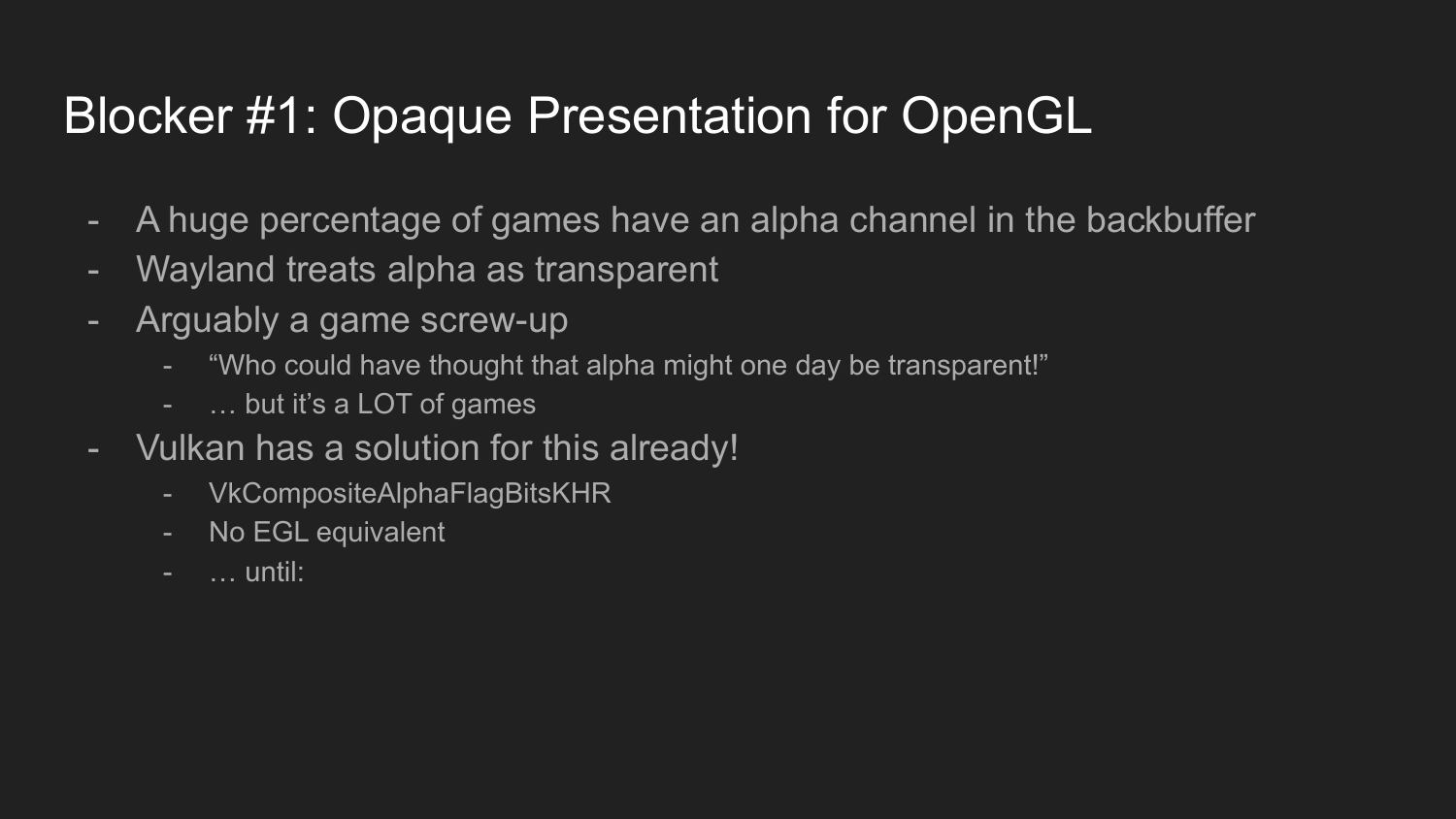# Blocker #1: Opaque Presentation for OpenGL

- A huge percentage of games have an alpha channel in the backbuffer
- Wayland treats alpha as transparent
- Arguably a game screw-up
  - "Who could have thought that alpha might one day be transparent!"
  - … but it's a LOT of games
- Vulkan has a solution for this already!
  - VkCompositeAlphaFlagBitsKHR
  - No EGL equivalent
  - … until: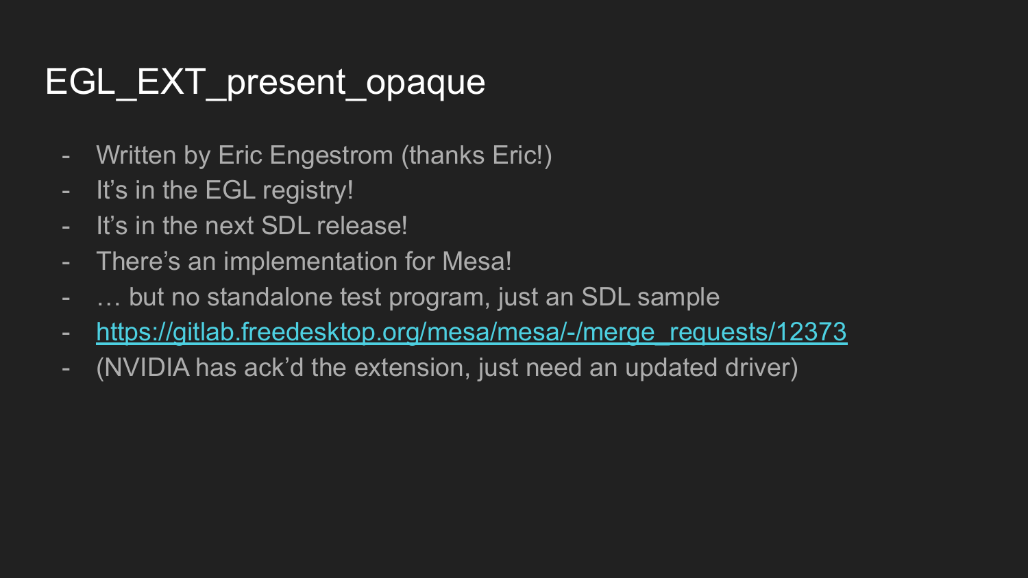# EGL_EXT_present_opaque

- Written by Eric Engestrom (thanks Eric!)
- It’s in the EGL registry!
- It’s in the next SDL release!
- There’s an implementation for Mesa!
- … but no standalone test program, just an SDL sample
- https://gitlab.freedesktop.org/mesa/mesa/-/merge_requests/12373
- (NVIDIA has ack’d the extension, just need an updated driver)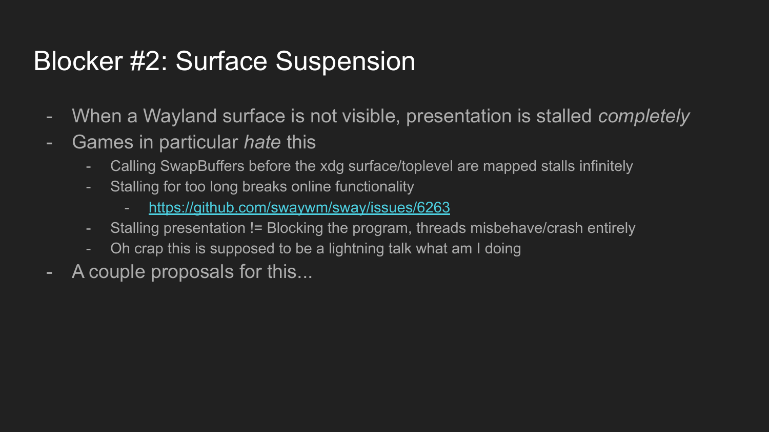# Blocker #2: Surface Suspension

- When a Wayland surface is not visible, presentation is stalled *completely*
- Games in particular *hate* this
  - Calling SwapBuffers before the xdg surface/toplevel are mapped stalls infinitely
  - Stalling for too long breaks online functionality
    - [https://github.com/swaywm/sway/issues/6263](https://github.com/swaywm/sway/issues/6263)
  - Stalling presentation != Blocking the program, threads misbehave/crash entirely
  - Oh crap this is supposed to be a lightning talk what am I doing
- A couple proposals for this...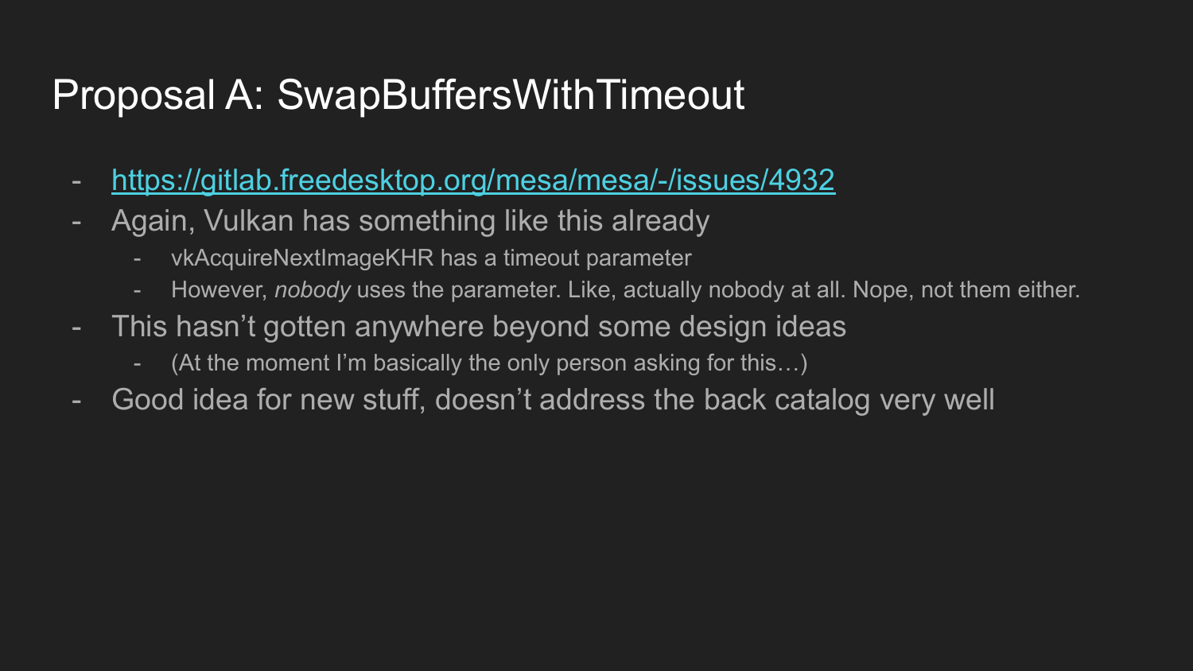# Proposal A: SwapBuffersWithTimeout

- https://gitlab.freedesktop.org/mesa/mesa/-/issues/4932
- Again, Vulkan has something like this already
  - vkAcquireNextImageKHR has a timeout parameter
  - However, *nobody* uses the parameter. Like, actually nobody at all. Nope, not them either.
- This hasn't gotten anywhere beyond some design ideas
  - (At the moment I'm basically the only person asking for this…)
- Good idea for new stuff, doesn't address the back catalog very well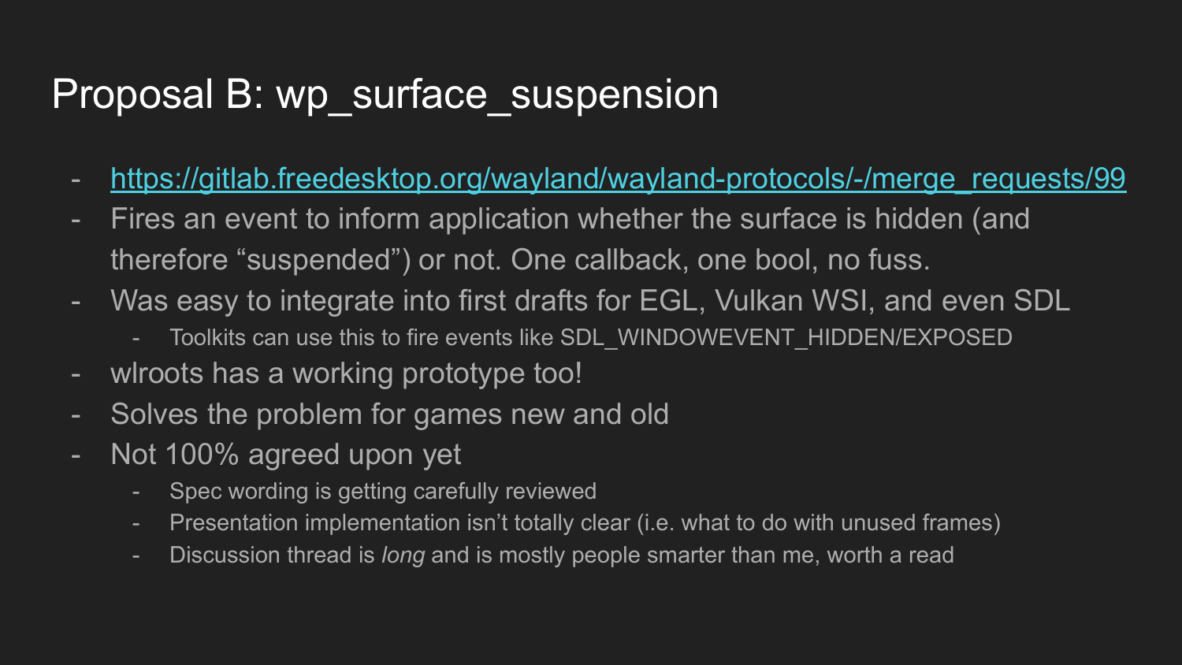# Proposal B: wp_surface_suspension

- https://gitlab.freedesktop.org/wayland/wayland-protocols/-/merge_requests/99
- Fires an event to inform application whether the surface is hidden (and therefore “suspended”) or not. One callback, one bool, no fuss.
- Was easy to integrate into first drafts for EGL, Vulkan WSI, and even SDL
  - Toolkits can use this to fire events like SDL_WINDOWEVENT_HIDDEN/EXPOSED
- wlroots has a working prototype too!
- Solves the problem for games new and old
- Not 100% agreed upon yet
  - Spec wording is getting carefully reviewed
  - Presentation implementation isn’t totally clear (i.e. what to do with unused frames)
  - Discussion thread is *long* and is mostly people smarter than me, worth a read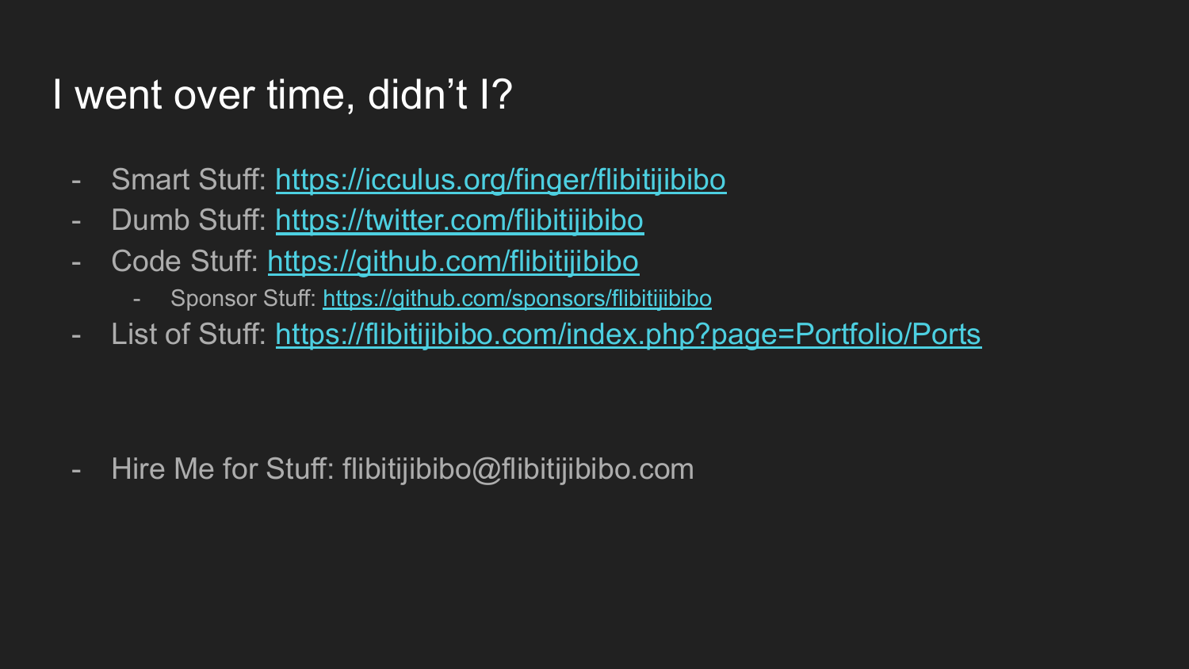# I went over time, didn't I?

- Smart Stuff: https://icculus.org/finger/flibitijibibo
- Dumb Stuff: https://twitter.com/flibitijibibo
- Code Stuff: https://github.com/flibitijibibo
  - Sponsor Stuff: https://github.com/sponsors/flibitijibibo
- List of Stuff: https://flibitijibibo.com/index.php?page=Portfolio/Ports

- Hire Me for Stuff: flibitijibibo@flibitijibibo.com